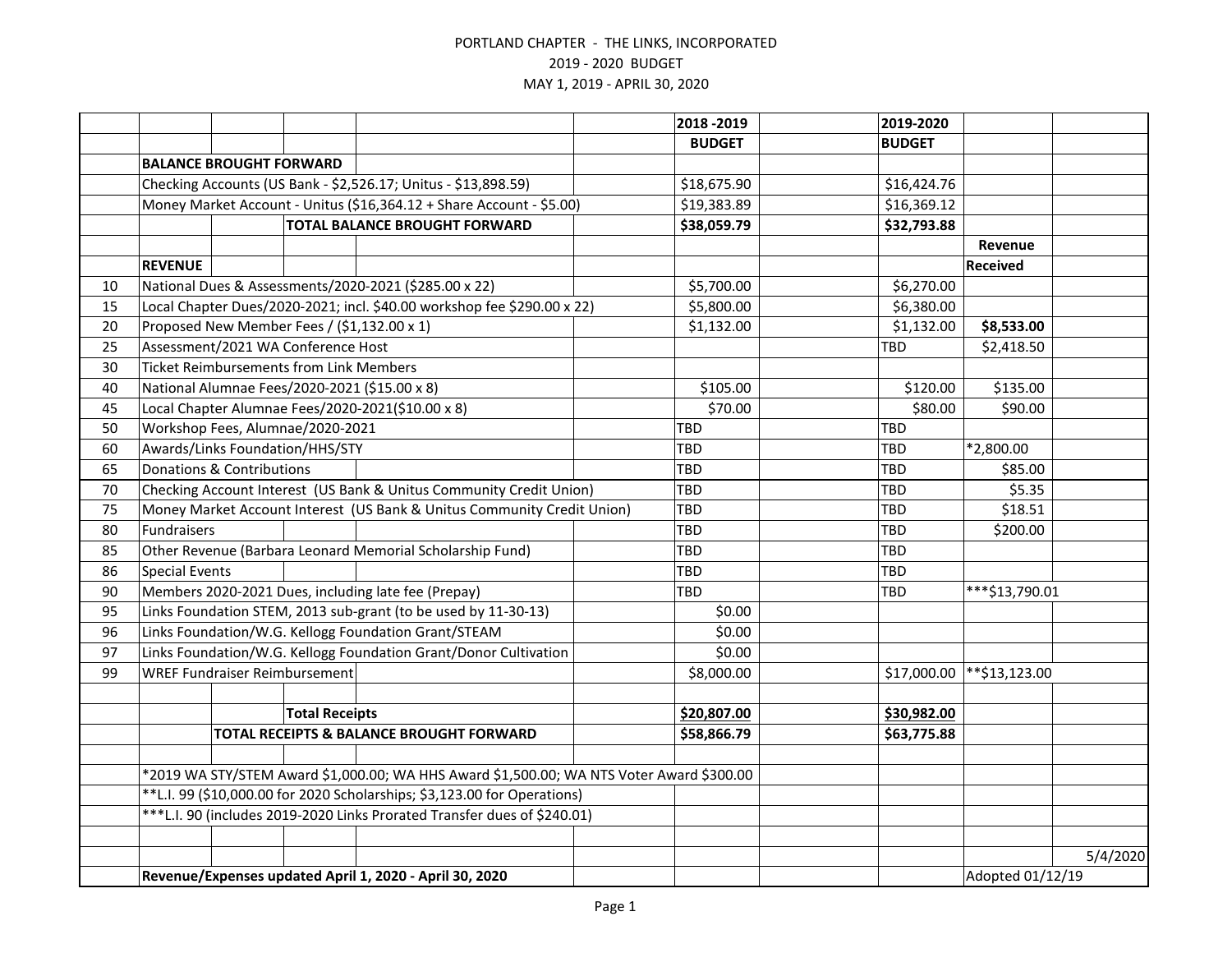PORTLAND CHAPTER - THE LINKS, INCORPORATED

2019 - 2020 BUDGET

MAY 1, 2019 - APRIL 30, 2020

| | | 2018 -2019 | 2019-2020 | | |
|---|---|---|---|---|---|
| | | **BUDGET** | **BUDGET** | | |
| | **BALANCE BROUGHT FORWARD** | | | | |
| | Checking Accounts (US Bank - $2,526.17; Unitus - $13,898.59) | $18,675.90 | $16,424.76 | | |
| | Money Market Account - Unitus ($16,364.12 + Share Account - $5.00) | $19,383.89 | $16,369.12 | | |
| | **TOTAL BALANCE BROUGHT FORWARD** | **$38,059.79** | **$32,793.88** | | |
| | | | | **Revenue** | |
| | **REVENUE** | | | **Received** | |
| 10 | National Dues & Assessments/2020-2021 ($285.00 x 22) | $5,700.00 | $6,270.00 | | |
| 15 | Local Chapter Dues/2020-2021; incl. $40.00 workshop fee $290.00 x 22) | $5,800.00 | $6,380.00 | | |
| 20 | Proposed New Member Fees / ($1,132.00 x 1) | $1,132.00 | $1,132.00 | **$8,533.00** | |
| 25 | Assessment/2021 WA Conference Host | | TBD | $2,418.50 | |
| 30 | Ticket Reimbursements from Link Members | | | | |
| 40 | National Alumnae Fees/2020-2021 ($15.00 x 8) | $105.00 | $120.00 | $135.00 | |
| 45 | Local Chapter Alumnae Fees/2020-2021($10.00 x 8) | $70.00 | $80.00 | $90.00 | |
| 50 | Workshop Fees, Alumnae/2020-2021 | TBD | TBD | | |
| 60 | Awards/Links Foundation/HHS/STY | TBD | TBD | *2,800.00 | |
| 65 | Donations & Contributions | TBD | TBD | $85.00 | |
| 70 | Checking Account Interest (US Bank & Unitus Community Credit Union) | TBD | TBD | $5.35 | |
| 75 | Money Market Account Interest (US Bank & Unitus Community Credit Union) | TBD | TBD | $18.51 | |
| 80 | Fundraisers | TBD | TBD | $200.00 | |
| 85 | Other Revenue (Barbara Leonard Memorial Scholarship Fund) | TBD | TBD | | |
| 86 | Special Events | TBD | TBD | | |
| 90 | Members 2020-2021 Dues, including late fee (Prepay) | TBD | TBD | ***$13,790.01 | |
| 95 | Links Foundation STEM, 2013 sub-grant (to be used by 11-30-13) | $0.00 | | | |
| 96 | Links Foundation/W.G. Kellogg Foundation Grant/STEAM | $0.00 | | | |
| 97 | Links Foundation/W.G. Kellogg Foundation Grant/Donor Cultivation | $0.00 | | | |
| 99 | WREF Fundraiser Reimbursement | $8,000.00 | $17,000.00 | **$13,123.00 | |
| | | | | | |
| | **Total Receipts** | **$20,807.00** | **$30,982.00** | | |
| | **TOTAL RECEIPTS & BALANCE BROUGHT FORWARD** | **$58,866.79** | **$63,775.88** | | |
| | | | | | |
| | *2019 WA STY/STEM Award $1,000.00; WA HHS Award $1,500.00; WA NTS Voter Award $300.00 | | | | |
| | **L.I. 99 ($10,000.00 for 2020 Scholarships; $3,123.00 for Operations) | | | | |
| | ***L.I. 90 (includes 2019-2020 Links Prorated Transfer dues of $240.01) | | | | |
| | | | | | |
| | | | | | 5/4/2020 |
| | **Revenue/Expenses updated April 1, 2020 - April 30, 2020** | | | Adopted 01/12/19 | |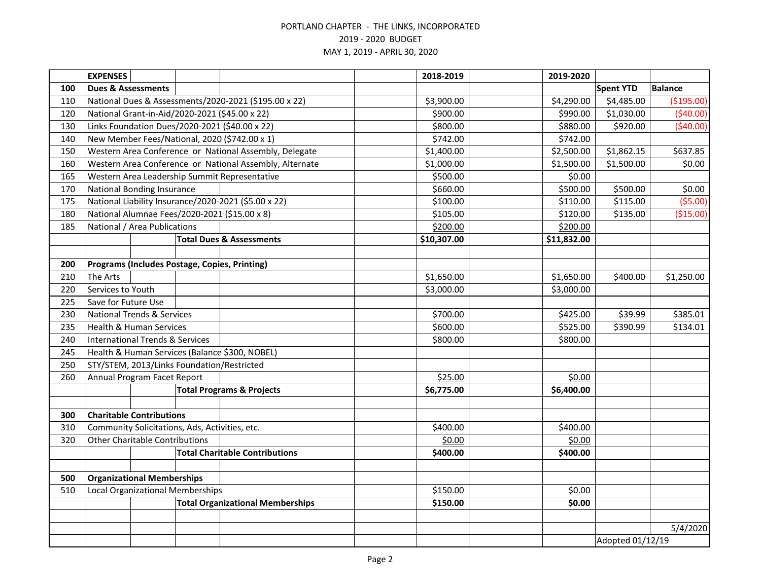PORTLAND CHAPTER - THE LINKS, INCORPORATED

2019 - 2020 BUDGET

MAY 1, 2019 - APRIL 30, 2020

| | EXPENSES | 2018-2019 | 2019-2020 | Spent YTD | Balance |
|---|---|---|---|---|---|
| 100 | **Dues & Assessments** | | | | |
| 110 | National Dues & Assessments/2020-2021 ($195.00 x 22) | $3,900.00 | $4,290.00 | $4,485.00 | ($195.00) |
| 120 | National Grant-in-Aid/2020-2021 ($45.00 x 22) | $900.00 | $990.00 | $1,030.00 | ($40.00) |
| 130 | Links Foundation Dues/2020-2021 ($40.00 x 22) | $800.00 | $880.00 | $920.00 | ($40.00) |
| 140 | New Member Fees/National, 2020 ($742.00 x 1) | $742.00 | $742.00 | | |
| 150 | Western Area Conference or National Assembly, Delegate | $1,400.00 | $2,500.00 | $1,862.15 | $637.85 |
| 160 | Western Area Conference or National Assembly, Alternate | $1,000.00 | $1,500.00 | $1,500.00 | $0.00 |
| 165 | Western Area Leadership Summit Representative | $500.00 | $0.00 | | |
| 170 | National Bonding Insurance | $660.00 | $500.00 | $500.00 | $0.00 |
| 175 | National Liability Insurance/2020-2021 ($5.00 x 22) | $100.00 | $110.00 | $115.00 | ($5.00) |
| 180 | National Alumnae Fees/2020-2021 ($15.00 x 8) | $105.00 | $120.00 | $135.00 | ($15.00) |
| 185 | National / Area Publications | $200.00 | $200.00 | | |
| | **Total Dues & Assessments** | **$10,307.00** | **$11,832.00** | | |
| | | | | | |
| 200 | **Programs (Includes Postage, Copies, Printing)** | | | | |
| 210 | The Arts | $1,650.00 | $1,650.00 | $400.00 | $1,250.00 |
| 220 | Services to Youth | $3,000.00 | $3,000.00 | | |
| 225 | Save for Future Use | | | | |
| 230 | National Trends & Services | $700.00 | $425.00 | $39.99 | $385.01 |
| 235 | Health & Human Services | $600.00 | $525.00 | $390.99 | $134.01 |
| 240 | International Trends & Services | $800.00 | $800.00 | | |
| 245 | Health & Human Services (Balance $300, NOBEL) | | | | |
| 250 | STY/STEM, 2013/Links Foundation/Restricted | | | | |
| 260 | Annual Program Facet Report | $25.00 | $0.00 | | |
| | **Total Programs & Projects** | **$6,775.00** | **$6,400.00** | | |
| | | | | | |
| 300 | **Charitable Contributions** | | | | |
| 310 | Community Solicitations, Ads, Activities, etc. | $400.00 | $400.00 | | |
| 320 | Other Charitable Contributions | $0.00 | $0.00 | | |
| | **Total Charitable Contributions** | **$400.00** | **$400.00** | | |
| | | | | | |
| 500 | **Organizational Memberships** | | | | |
| 510 | Local Organizational Memberships | $150.00 | $0.00 | | |
| | **Total Organizational Memberships** | **$150.00** | **$0.00** | | |
| | | | | | |
| | | | | | 5/4/2020 |
| | | | | Adopted 01/12/19 | |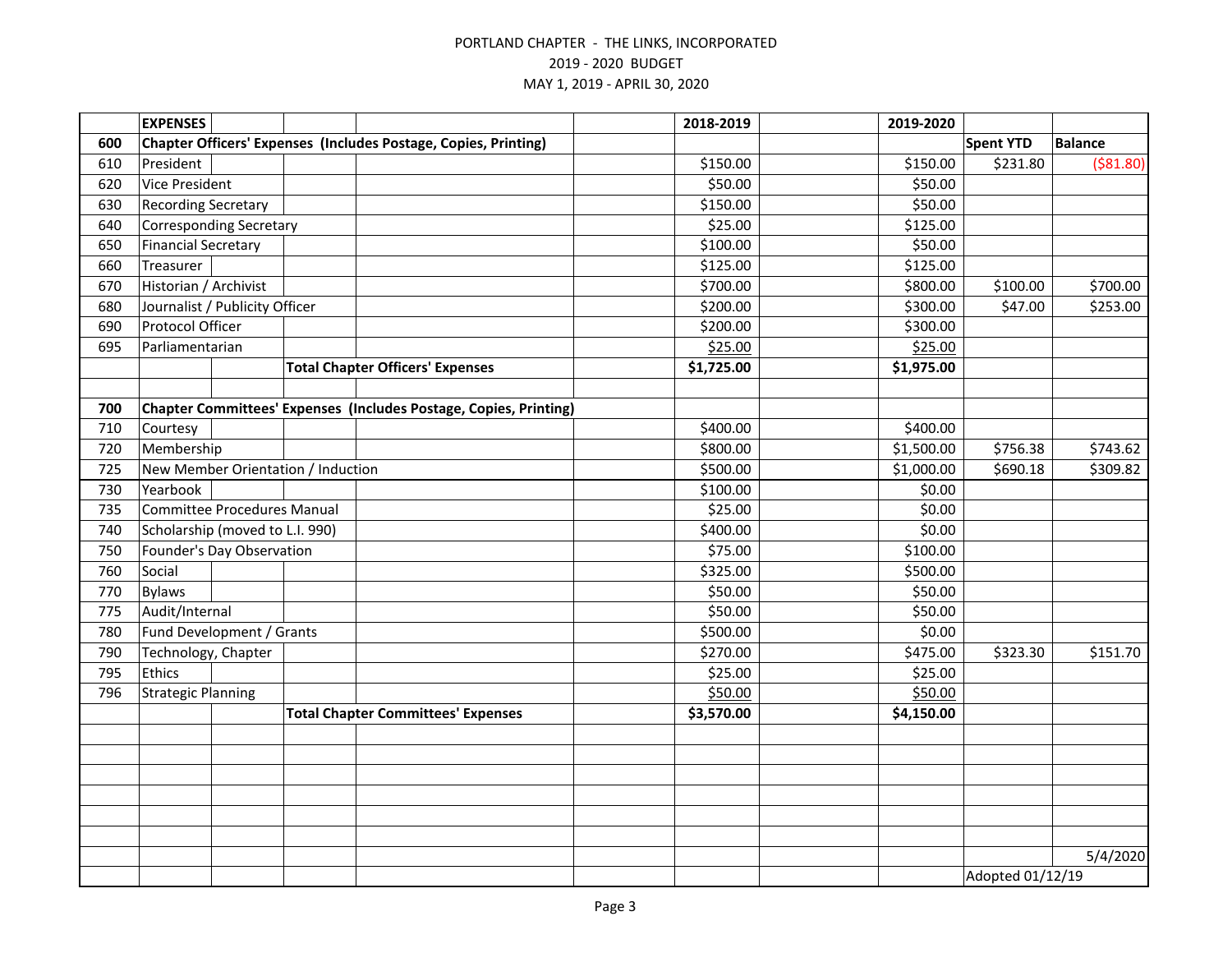PORTLAND CHAPTER - THE LINKS, INCORPORATED

2019 - 2020 BUDGET

MAY 1, 2019 - APRIL 30, 2020

| | EXPENSES | 2018-2019 | 2019-2020 | | |
|---|---|---|---|---|---|
| 600 | Chapter Officers' Expenses (Includes Postage, Copies, Printing) | | | Spent YTD | Balance |
| 610 | President | $150.00 | $150.00 | $231.80 | ($81.80) |
| 620 | Vice President | $50.00 | $50.00 | | |
| 630 | Recording Secretary | $150.00 | $50.00 | | |
| 640 | Corresponding Secretary | $25.00 | $125.00 | | |
| 650 | Financial Secretary | $100.00 | $50.00 | | |
| 660 | Treasurer | $125.00 | $125.00 | | |
| 670 | Historian / Archivist | $700.00 | $800.00 | $100.00 | $700.00 |
| 680 | Journalist / Publicity Officer | $200.00 | $300.00 | $47.00 | $253.00 |
| 690 | Protocol Officer | $200.00 | $300.00 | | |
| 695 | Parliamentarian | $25.00 | $25.00 | | |
| | **Total Chapter Officers' Expenses** | **$1,725.00** | **$1,975.00** | | |
| | | | | | |
| 700 | Chapter Committees' Expenses (Includes Postage, Copies, Printing) | | | | |
| 710 | Courtesy | $400.00 | $400.00 | | |
| 720 | Membership | $800.00 | $1,500.00 | $756.38 | $743.62 |
| 725 | New Member Orientation / Induction | $500.00 | $1,000.00 | $690.18 | $309.82 |
| 730 | Yearbook | $100.00 | $0.00 | | |
| 735 | Committee Procedures Manual | $25.00 | $0.00 | | |
| 740 | Scholarship (moved to L.I. 990) | $400.00 | $0.00 | | |
| 750 | Founder's Day Observation | $75.00 | $100.00 | | |
| 760 | Social | $325.00 | $500.00 | | |
| 770 | Bylaws | $50.00 | $50.00 | | |
| 775 | Audit/Internal | $50.00 | $50.00 | | |
| 780 | Fund Development / Grants | $500.00 | $0.00 | | |
| 790 | Technology, Chapter | $270.00 | $475.00 | $323.30 | $151.70 |
| 795 | Ethics | $25.00 | $25.00 | | |
| 796 | Strategic Planning | $50.00 | $50.00 | | |
| | **Total Chapter Committees' Expenses** | **$3,570.00** | **$4,150.00** | | |

5/4/2020

Adopted 01/12/19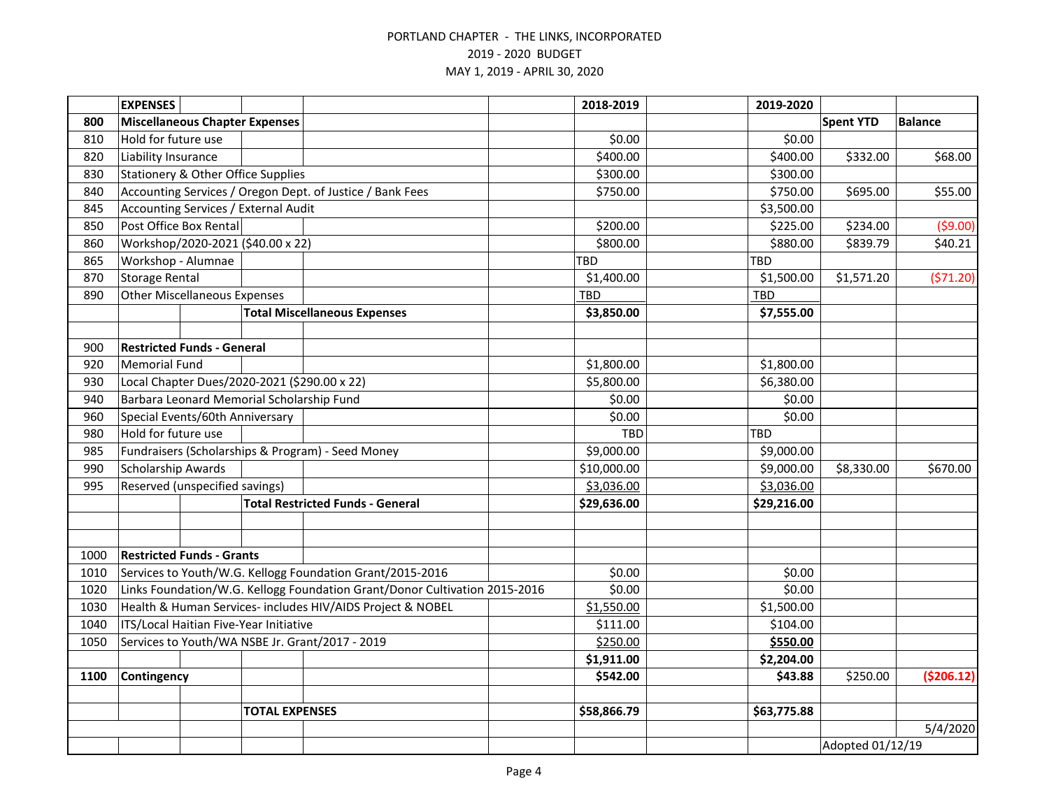PORTLAND CHAPTER - THE LINKS, INCORPORATED

2019 - 2020 BUDGET

MAY 1, 2019 - APRIL 30, 2020

| | EXPENSES | 2018-2019 | 2019-2020 | | |
|---|---|---|---|---|---|
| **800** | **Miscellaneous Chapter Expenses** | | | **Spent YTD** | **Balance** |
| 810 | Hold for future use | $0.00 | $0.00 | | |
| 820 | Liability Insurance | $400.00 | $400.00 | $332.00 | $68.00 |
| 830 | Stationery & Other Office Supplies | $300.00 | $300.00 | | |
| 840 | Accounting Services / Oregon Dept. of Justice / Bank Fees | $750.00 | $750.00 | $695.00 | $55.00 |
| 845 | Accounting Services / External Audit | | $3,500.00 | | |
| 850 | Post Office Box Rental | $200.00 | $225.00 | $234.00 | ($9.00) |
| 860 | Workshop/2020-2021 ($40.00 x 22) | $800.00 | $880.00 | $839.79 | $40.21 |
| 865 | Workshop - Alumnae | TBD | TBD | | |
| 870 | Storage Rental | $1,400.00 | $1,500.00 | $1,571.20 | ($71.20) |
| 890 | Other Miscellaneous Expenses | TBD | TBD | | |
| | **Total Miscellaneous Expenses** | **$3,850.00** | **$7,555.00** | | |
| | | | | | |
| 900 | **Restricted Funds - General** | | | | |
| 920 | Memorial Fund | $1,800.00 | $1,800.00 | | |
| 930 | Local Chapter Dues/2020-2021 ($290.00 x 22) | $5,800.00 | $6,380.00 | | |
| 940 | Barbara Leonard Memorial Scholarship Fund | $0.00 | $0.00 | | |
| 960 | Special Events/60th Anniversary | $0.00 | $0.00 | | |
| 980 | Hold for future use | TBD | TBD | | |
| 985 | Fundraisers (Scholarships & Program) - Seed Money | $9,000.00 | $9,000.00 | | |
| 990 | Scholarship Awards | $10,000.00 | $9,000.00 | $8,330.00 | $670.00 |
| 995 | Reserved (unspecified savings) | $3,036.00 | $3,036.00 | | |
| | **Total Restricted Funds - General** | **$29,636.00** | **$29,216.00** | | |
| | | | | | |
| | | | | | |
| 1000 | **Restricted Funds - Grants** | | | | |
| 1010 | Services to Youth/W.G. Kellogg Foundation Grant/2015-2016 | $0.00 | $0.00 | | |
| 1020 | Links Foundation/W.G. Kellogg Foundation Grant/Donor Cultivation 2015-2016 | $0.00 | $0.00 | | |
| 1030 | Health & Human Services- includes HIV/AIDS Project & NOBEL | $1,550.00 | $1,500.00 | | |
| 1040 | ITS/Local Haitian Five-Year Initiative | $111.00 | $104.00 | | |
| 1050 | Services to Youth/WA NSBE Jr. Grant/2017 - 2019 | $250.00 | **$550.00** | | |
| | | **$1,911.00** | **$2,204.00** | | |
| **1100** | **Contingency** | **$542.00** | **$43.88** | $250.00 | **($206.12)** |
| | | | | | |
| | **TOTAL EXPENSES** | **$58,866.79** | **$63,775.88** | | |
| | | | | | 5/4/2020 |
| | | | | Adopted 01/12/19 | |